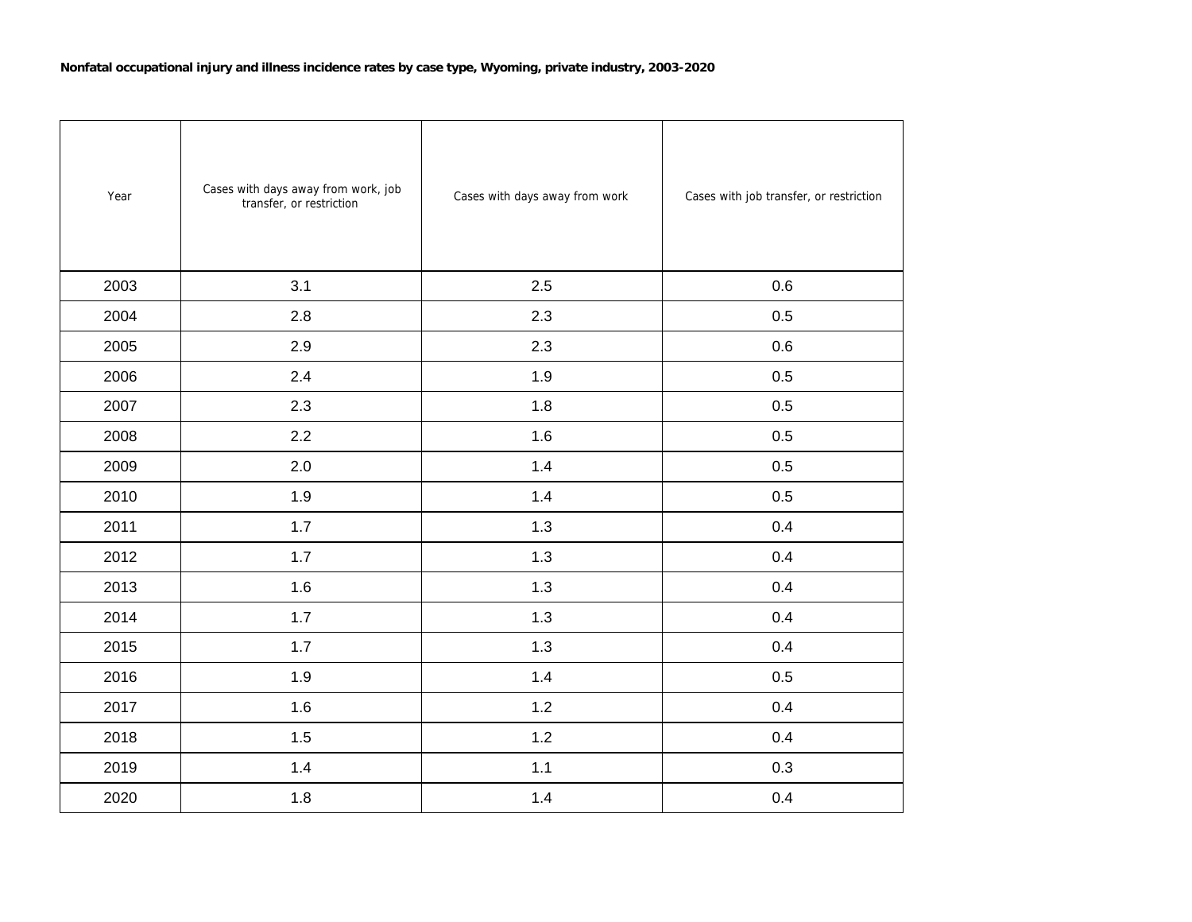**Nonfatal occupational injury and illness incidence rates by case type, Wyoming, private industry, 2003-2020**

| Year | Cases with days away from work, job transfer, or restriction | Cases with days away from work | Cases with job transfer, or restriction |
|---|---|---|---|
| 2003 | 3.1 | 2.5 | 0.6 |
| 2004 | 2.8 | 2.3 | 0.5 |
| 2005 | 2.9 | 2.3 | 0.6 |
| 2006 | 2.4 | 1.9 | 0.5 |
| 2007 | 2.3 | 1.8 | 0.5 |
| 2008 | 2.2 | 1.6 | 0.5 |
| 2009 | 2.0 | 1.4 | 0.5 |
| 2010 | 1.9 | 1.4 | 0.5 |
| 2011 | 1.7 | 1.3 | 0.4 |
| 2012 | 1.7 | 1.3 | 0.4 |
| 2013 | 1.6 | 1.3 | 0.4 |
| 2014 | 1.7 | 1.3 | 0.4 |
| 2015 | 1.7 | 1.3 | 0.4 |
| 2016 | 1.9 | 1.4 | 0.5 |
| 2017 | 1.6 | 1.2 | 0.4 |
| 2018 | 1.5 | 1.2 | 0.4 |
| 2019 | 1.4 | 1.1 | 0.3 |
| 2020 | 1.8 | 1.4 | 0.4 |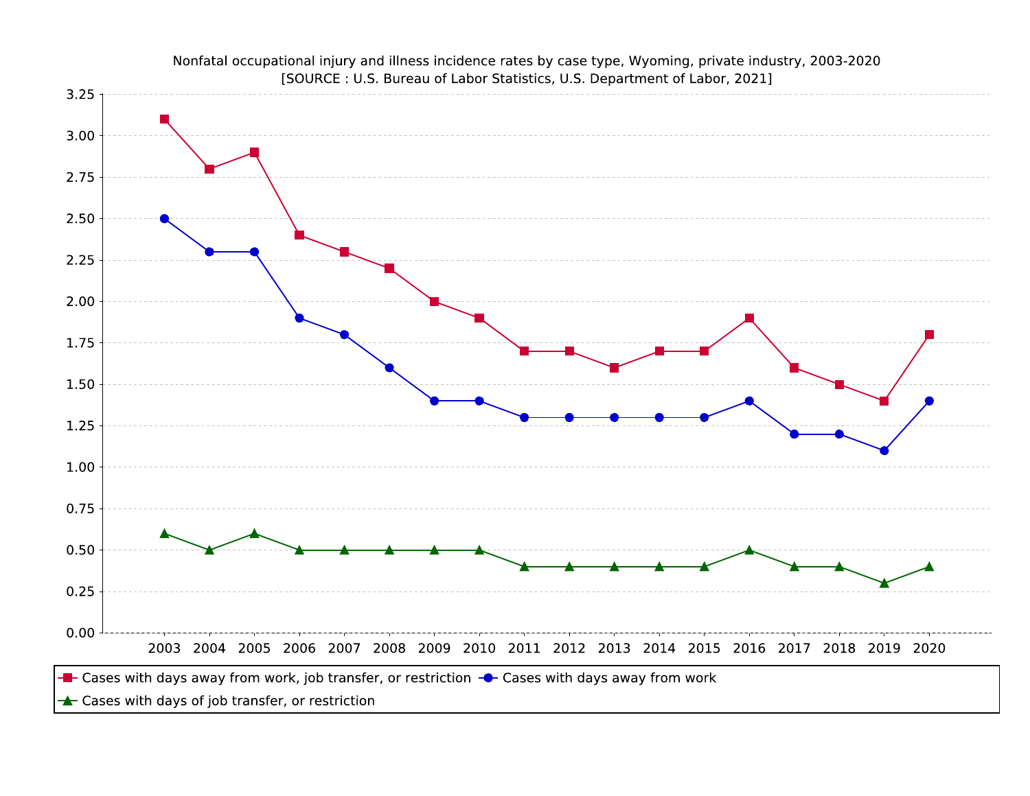Nonfatal occupational injury and illness incidence rates by case type, Wyoming, private industry, 2003-2020
[SOURCE : U.S. Bureau of Labor Statistics, U.S. Department of Labor, 2021]

| Year | Cases with days away from work, job transfer, or restriction | Cases with days away from work | Cases with days of job transfer, or restriction |
|---|---|---|---|
| 2003 | 3.1 | 2.5 | 0.6 |
| 2004 | 2.8 | 2.3 | 0.5 |
| 2005 | 2.9 | 2.3 | 0.6 |
| 2006 | 2.4 | 1.9 | 0.5 |
| 2007 | 2.3 | 1.8 | 0.5 |
| 2008 | 2.2 | 1.6 | 0.5 |
| 2009 | 2.0 | 1.4 | 0.5 |
| 2010 | 1.9 | 1.4 | 0.5 |
| 2011 | 1.7 | 1.3 | 0.4 |
| 2012 | 1.7 | 1.3 | 0.4 |
| 2013 | 1.6 | 1.3 | 0.4 |
| 2014 | 1.7 | 1.3 | 0.4 |
| 2015 | 1.7 | 1.3 | 0.4 |
| 2016 | 1.9 | 1.4 | 0.5 |
| 2017 | 1.6 | 1.2 | 0.4 |
| 2018 | 1.5 | 1.2 | 0.4 |
| 2019 | 1.4 | 1.1 | 0.3 |
| 2020 | 1.8 | 1.4 | 0.4 |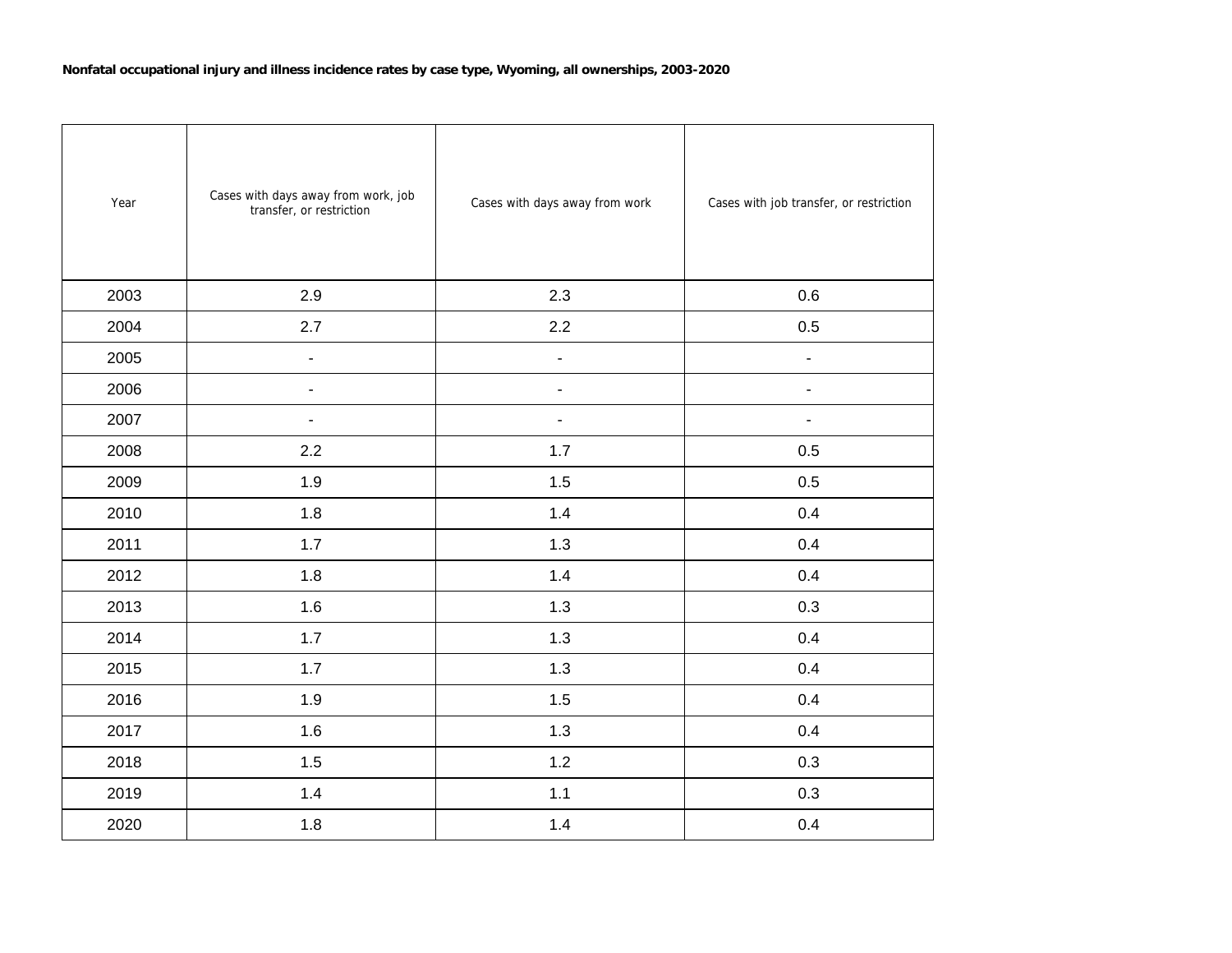**Nonfatal occupational injury and illness incidence rates by case type, Wyoming, all ownerships, 2003-2020**

| Year | Cases with days away from work, job transfer, or restriction | Cases with days away from work | Cases with job transfer, or restriction |
|---|---|---|---|
| 2003 | 2.9 | 2.3 | 0.6 |
| 2004 | 2.7 | 2.2 | 0.5 |
| 2005 | - | - | - |
| 2006 | - | - | - |
| 2007 | - | - | - |
| 2008 | 2.2 | 1.7 | 0.5 |
| 2009 | 1.9 | 1.5 | 0.5 |
| 2010 | 1.8 | 1.4 | 0.4 |
| 2011 | 1.7 | 1.3 | 0.4 |
| 2012 | 1.8 | 1.4 | 0.4 |
| 2013 | 1.6 | 1.3 | 0.3 |
| 2014 | 1.7 | 1.3 | 0.4 |
| 2015 | 1.7 | 1.3 | 0.4 |
| 2016 | 1.9 | 1.5 | 0.4 |
| 2017 | 1.6 | 1.3 | 0.4 |
| 2018 | 1.5 | 1.2 | 0.3 |
| 2019 | 1.4 | 1.1 | 0.3 |
| 2020 | 1.8 | 1.4 | 0.4 |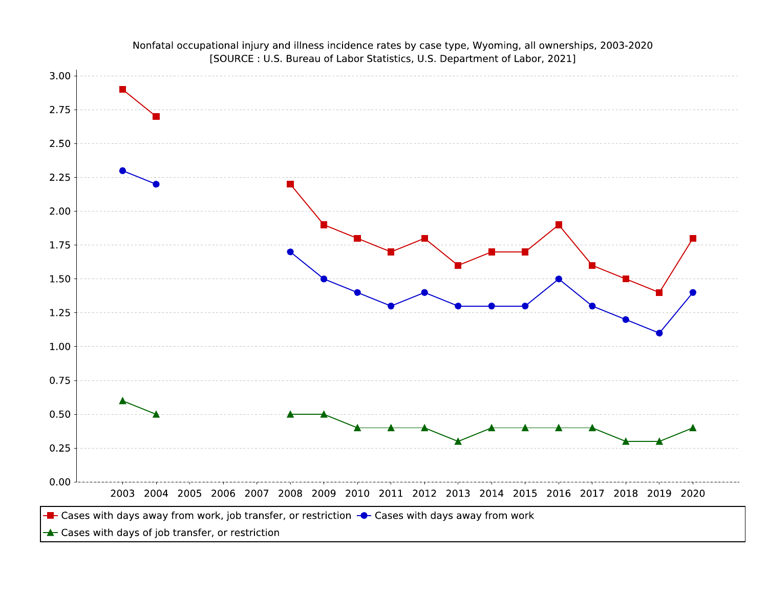Nonfatal occupational injury and illness incidence rates by case type, Wyoming, all ownerships, 2003-2020
[SOURCE : U.S. Bureau of Labor Statistics, U.S. Department of Labor, 2021]

Y-axis: 0.00, 0.25, 0.50, 0.75, 1.00, 1.25, 1.50, 1.75, 2.00, 2.25, 2.50, 2.75, 3.00

X-axis: 2003, 2004, 2005, 2006, 2007, 2008, 2009, 2010, 2011, 2012, 2013, 2014, 2015, 2016, 2017, 2018, 2019, 2020

Legend:

- Cases with days away from work, job transfer, or restriction
- Cases with days away from work
- Cases with days of job transfer, or restriction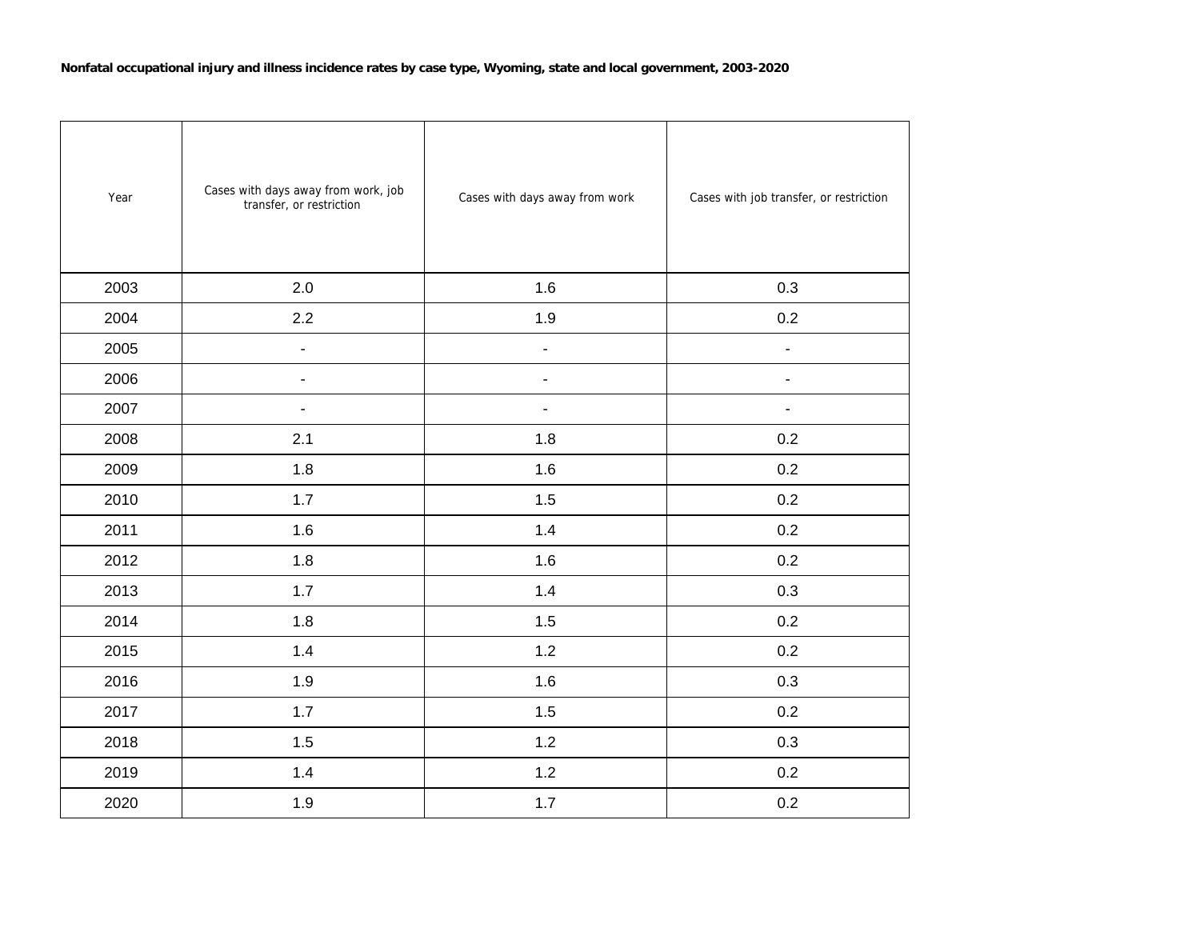**Nonfatal occupational injury and illness incidence rates by case type, Wyoming, state and local government, 2003-2020**

| Year | Cases with days away from work, job transfer, or restriction | Cases with days away from work | Cases with job transfer, or restriction |
|---|---|---|---|
| 2003 | 2.0 | 1.6 | 0.3 |
| 2004 | 2.2 | 1.9 | 0.2 |
| 2005 | - | - | - |
| 2006 | - | - | - |
| 2007 | - | - | - |
| 2008 | 2.1 | 1.8 | 0.2 |
| 2009 | 1.8 | 1.6 | 0.2 |
| 2010 | 1.7 | 1.5 | 0.2 |
| 2011 | 1.6 | 1.4 | 0.2 |
| 2012 | 1.8 | 1.6 | 0.2 |
| 2013 | 1.7 | 1.4 | 0.3 |
| 2014 | 1.8 | 1.5 | 0.2 |
| 2015 | 1.4 | 1.2 | 0.2 |
| 2016 | 1.9 | 1.6 | 0.3 |
| 2017 | 1.7 | 1.5 | 0.2 |
| 2018 | 1.5 | 1.2 | 0.3 |
| 2019 | 1.4 | 1.2 | 0.2 |
| 2020 | 1.9 | 1.7 | 0.2 |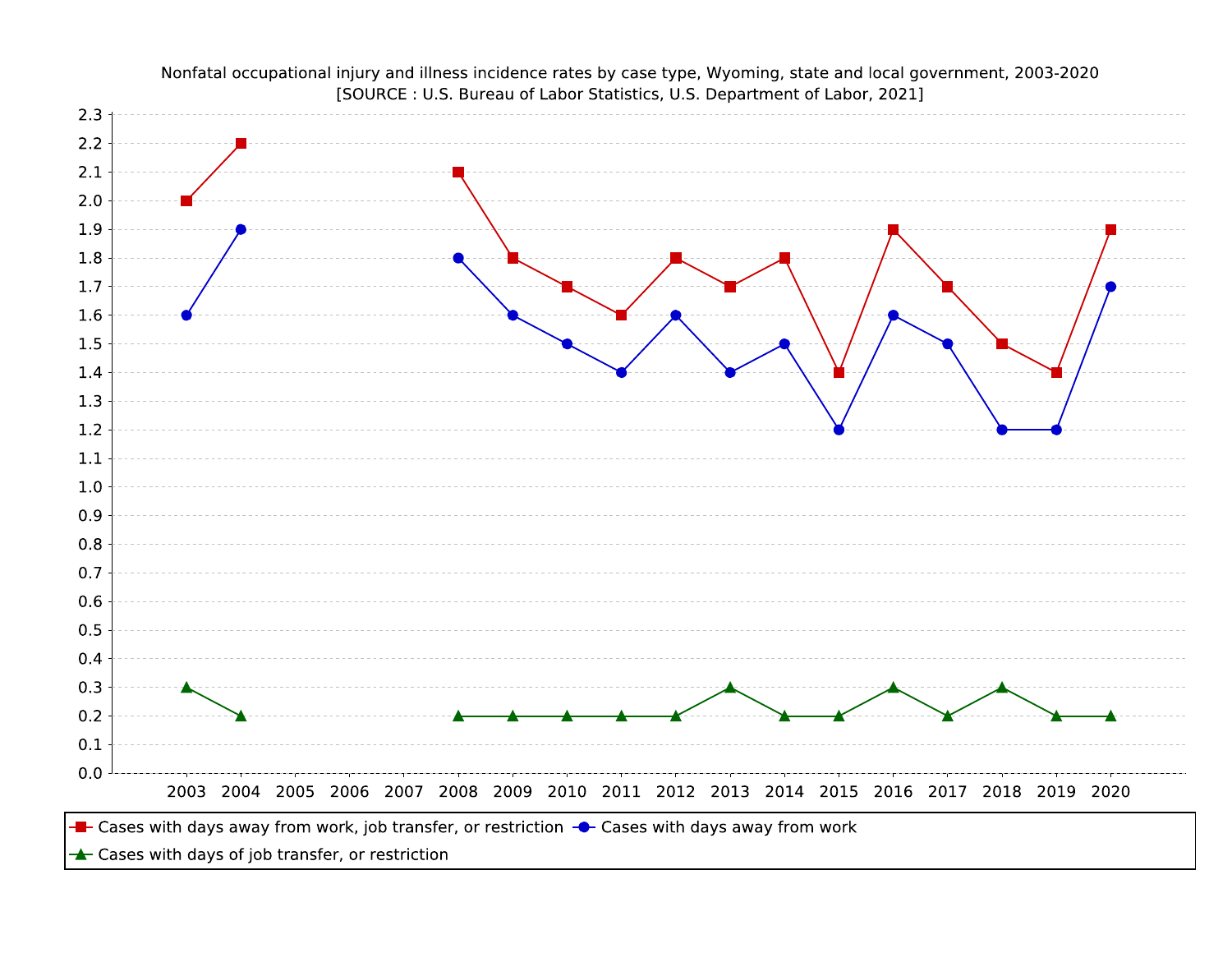Nonfatal occupational injury and illness incidence rates by case type, Wyoming, state and local government, 2003-2020
[SOURCE : U.S. Bureau of Labor Statistics, U.S. Department of Labor, 2021]

| Year | Cases with days away from work, job transfer, or restriction | Cases with days away from work | Cases with days of job transfer, or restriction |
|---|---|---|---|
| 2003 | 2.0 | 1.6 | 0.3 |
| 2004 | 2.2 | 1.9 | 0.2 |
| 2005 | | | |
| 2006 | | | |
| 2007 | | | |
| 2008 | 2.1 | 1.8 | 0.2 |
| 2009 | 1.8 | 1.6 | 0.2 |
| 2010 | 1.7 | 1.5 | 0.2 |
| 2011 | 1.6 | 1.4 | 0.2 |
| 2012 | 1.8 | 1.6 | 0.2 |
| 2013 | 1.7 | 1.4 | 0.3 |
| 2014 | 1.8 | 1.5 | 0.2 |
| 2015 | 1.4 | 1.2 | 0.2 |
| 2016 | 1.9 | 1.6 | 0.3 |
| 2017 | 1.7 | 1.5 | 0.2 |
| 2018 | 1.5 | 1.2 | 0.3 |
| 2019 | 1.4 | 1.2 | 0.2 |
| 2020 | 1.9 | 1.7 | 0.2 |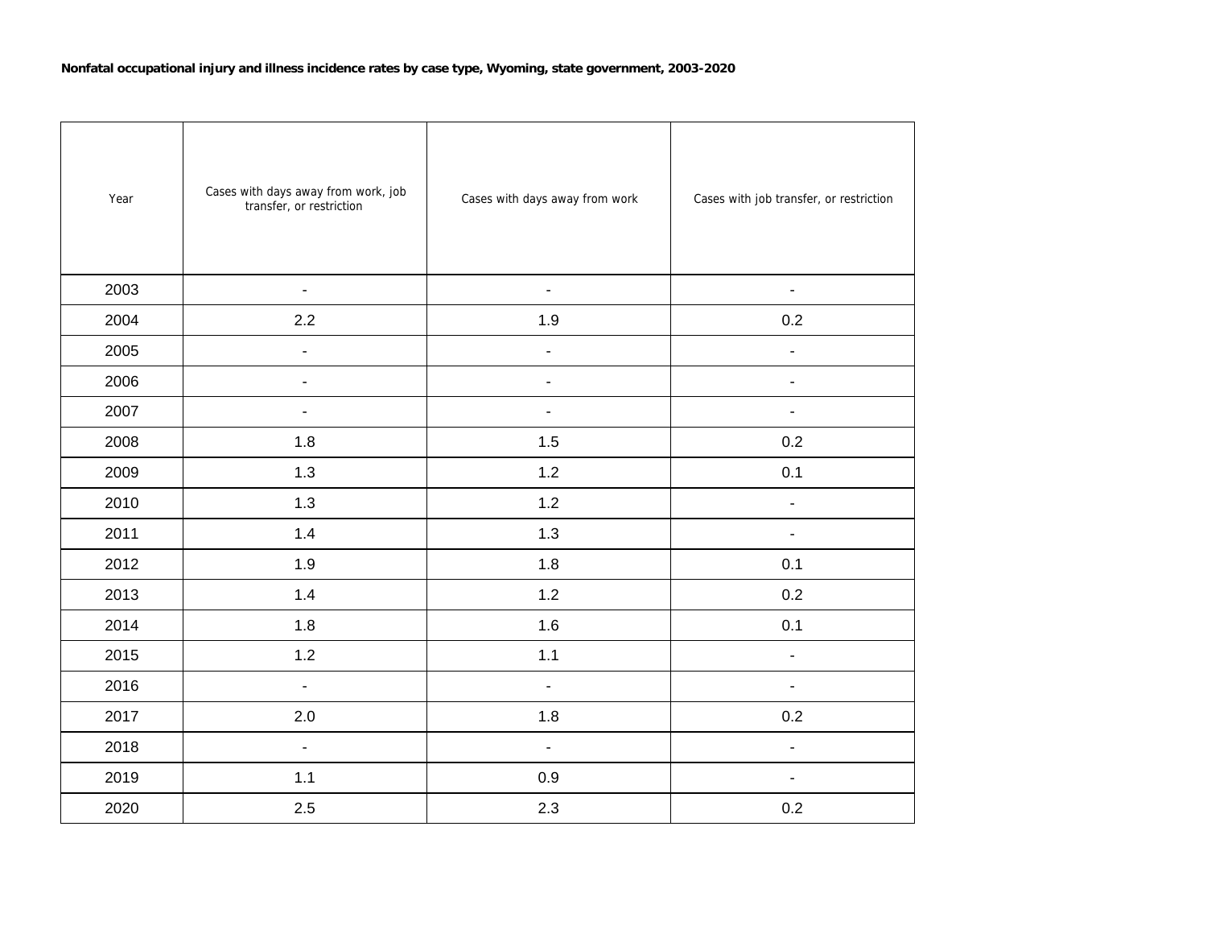**Nonfatal occupational injury and illness incidence rates by case type, Wyoming, state government, 2003-2020**

| Year | Cases with days away from work, job transfer, or restriction | Cases with days away from work | Cases with job transfer, or restriction |
|---|---|---|---|
| 2003 | - | - | - |
| 2004 | 2.2 | 1.9 | 0.2 |
| 2005 | - | - | - |
| 2006 | - | - | - |
| 2007 | - | - | - |
| 2008 | 1.8 | 1.5 | 0.2 |
| 2009 | 1.3 | 1.2 | 0.1 |
| 2010 | 1.3 | 1.2 | - |
| 2011 | 1.4 | 1.3 | - |
| 2012 | 1.9 | 1.8 | 0.1 |
| 2013 | 1.4 | 1.2 | 0.2 |
| 2014 | 1.8 | 1.6 | 0.1 |
| 2015 | 1.2 | 1.1 | - |
| 2016 | - | - | - |
| 2017 | 2.0 | 1.8 | 0.2 |
| 2018 | - | - | - |
| 2019 | 1.1 | 0.9 | - |
| 2020 | 2.5 | 2.3 | 0.2 |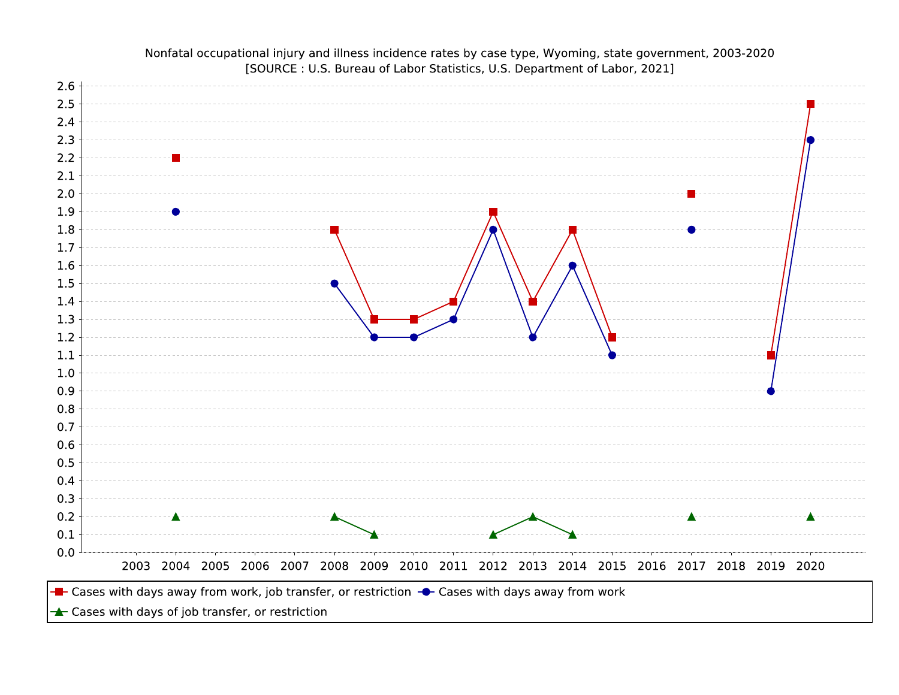Nonfatal occupational injury and illness incidence rates by case type, Wyoming, state government, 2003-2020
[SOURCE : U.S. Bureau of Labor Statistics, U.S. Department of Labor, 2021]

| Year | Cases with days away from work, job transfer, or restriction | Cases with days away from work | Cases with days of job transfer, or restriction |
|---|---|---|---|
| 2003 | | | |
| 2004 | 2.2 | 1.9 | 0.2 |
| 2005 | | | |
| 2006 | | | |
| 2007 | | | |
| 2008 | 1.8 | 1.5 | 0.2 |
| 2009 | 1.3 | 1.2 | 0.1 |
| 2010 | 1.3 | 1.2 | |
| 2011 | 1.4 | 1.3 | |
| 2012 | 1.9 | 1.8 | 0.1 |
| 2013 | 1.4 | 1.2 | 0.2 |
| 2014 | 1.8 | 1.6 | 0.1 |
| 2015 | 1.2 | 1.1 | |
| 2016 | | | |
| 2017 | 2.0 | 1.8 | 0.2 |
| 2018 | | | |
| 2019 | 1.1 | 0.9 | |
| 2020 | 2.5 | 2.3 | 0.2 |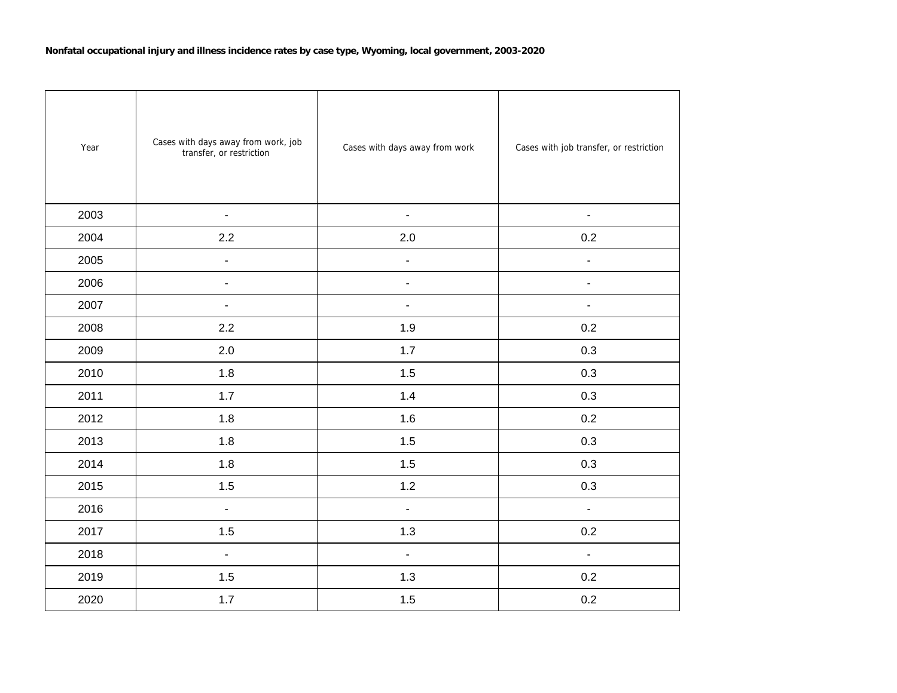**Nonfatal occupational injury and illness incidence rates by case type, Wyoming, local government, 2003-2020**

| Year | Cases with days away from work, job transfer, or restriction | Cases with days away from work | Cases with job transfer, or restriction |
|---|---|---|---|
| 2003 | - | - | - |
| 2004 | 2.2 | 2.0 | 0.2 |
| 2005 | - | - | - |
| 2006 | - | - | - |
| 2007 | - | - | - |
| 2008 | 2.2 | 1.9 | 0.2 |
| 2009 | 2.0 | 1.7 | 0.3 |
| 2010 | 1.8 | 1.5 | 0.3 |
| 2011 | 1.7 | 1.4 | 0.3 |
| 2012 | 1.8 | 1.6 | 0.2 |
| 2013 | 1.8 | 1.5 | 0.3 |
| 2014 | 1.8 | 1.5 | 0.3 |
| 2015 | 1.5 | 1.2 | 0.3 |
| 2016 | - | - | - |
| 2017 | 1.5 | 1.3 | 0.2 |
| 2018 | - | - | - |
| 2019 | 1.5 | 1.3 | 0.2 |
| 2020 | 1.7 | 1.5 | 0.2 |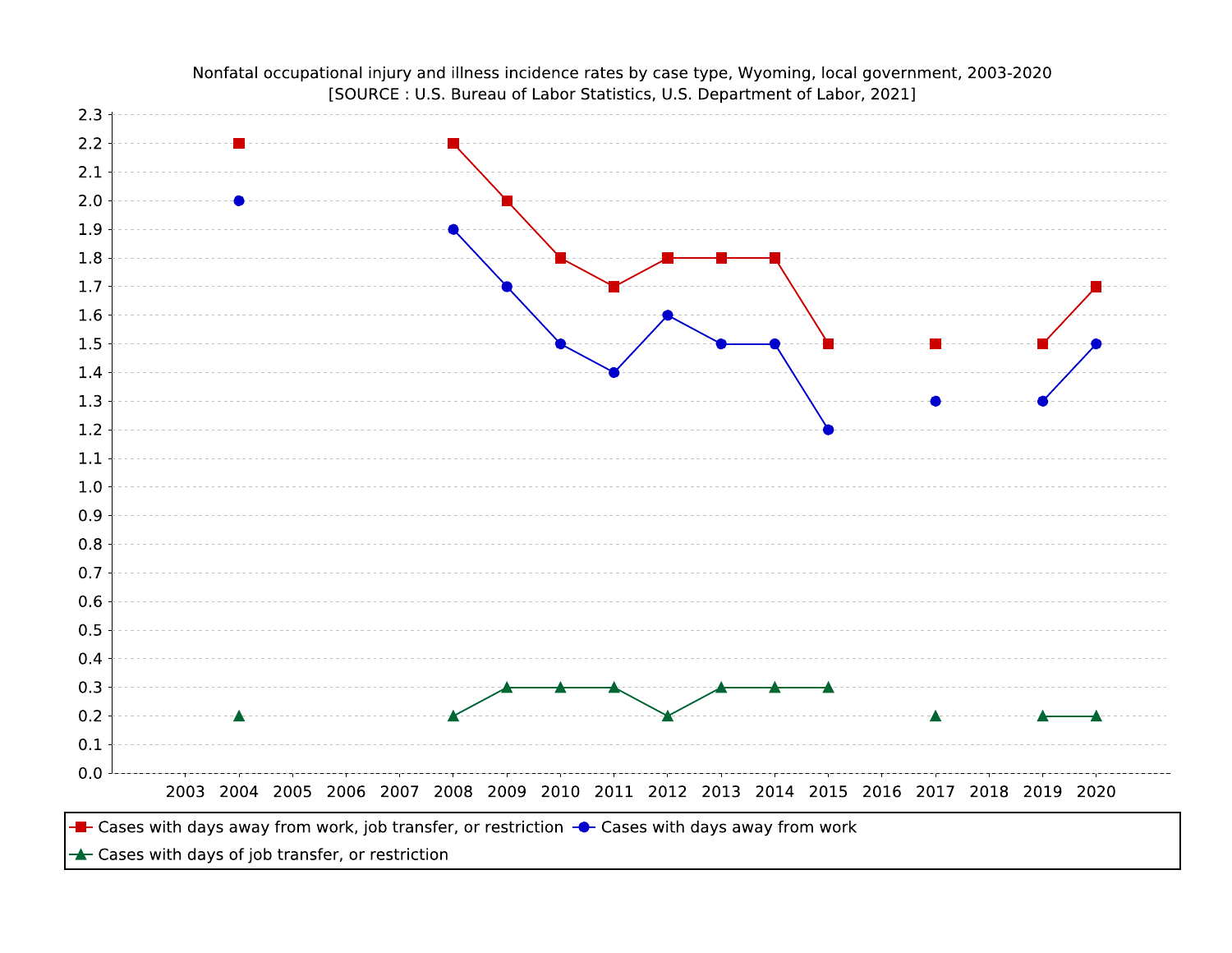Nonfatal occupational injury and illness incidence rates by case type, Wyoming, local government, 2003-2020
[SOURCE : U.S. Bureau of Labor Statistics, U.S. Department of Labor, 2021]

2.3
2.2
2.1
2.0
1.9
1.8
1.7
1.6
1.5
1.4
1.3
1.2
1.1
1.0
0.9
0.8
0.7
0.6
0.5
0.4
0.3
0.2
0.1
0.0

2003 2004 2005 2006 2007 2008 2009 2010 2011 2012 2013 2014 2015 2016 2017 2018 2019 2020

Cases with days away from work, job transfer, or restriction
Cases with days away from work
Cases with days of job transfer, or restriction